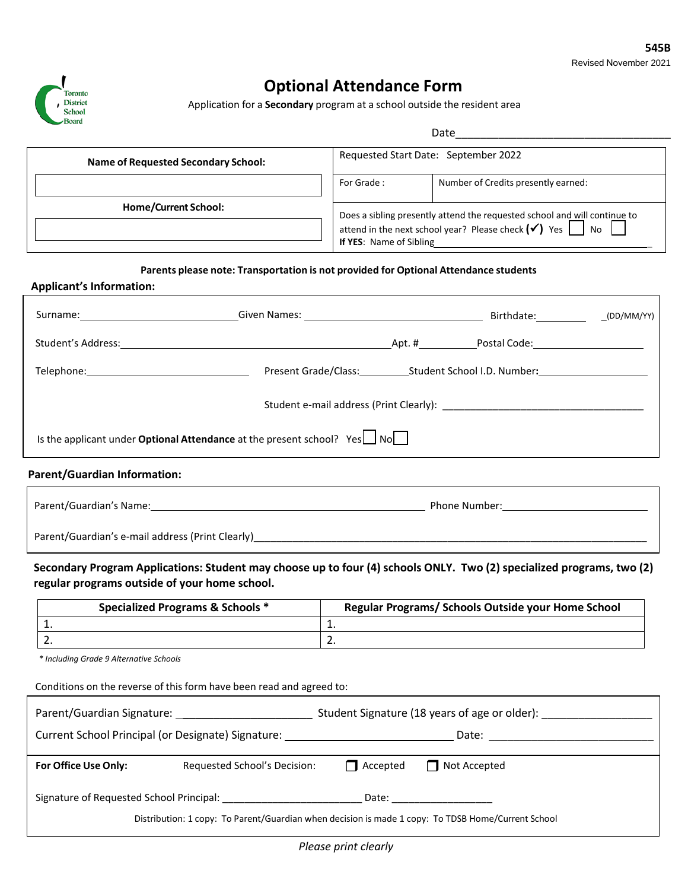545B

Revised November 2021

Toronto District School Board

# Optional Attendance Form

Application for a **Secondary** program at a school outside the resident area

Date___________________________________

| **Name of Requested Secondary School:** | Requested Start Date: September 2022 | |
|---|---|---|
| | For Grade : | Number of Credits presently earned: |
| **Home/Current School:** | Does a sibling presently attend the requested school and will continue to attend in the next school year? Please check (✓) Yes ☐ No ☐ **If YES**: Name of Sibling____________________ | |

**Parents please note: Transportation is not provided for Optional Attendance students**

## Applicant's Information:

Surname:____________________ Given Names: ____________________ Birthdate:__________ _(DD/MM/YY)

Student's Address:________________________________ Apt. #__________ Postal Code:____________________

Telephone:____________________ Present Grade/Class:__________ Student School I.D. Number:____________________

Student e-mail address (Print Clearly): ____________________________________

Is the applicant under **Optional Attendance** at the present school? Yes ☐ No ☐

## Parent/Guardian Information:

Parent/Guardian's Name:________________________________ Phone Number:____________________

Parent/Guardian's e-mail address (Print Clearly)________________________________

**Secondary Program Applications: Student may choose up to four (4) schools ONLY. Two (2) specialized programs, two (2) regular programs outside of your home school.**

| Specialized Programs & Schools * | Regular Programs/ Schools Outside your Home School |
|---|---|
| 1. | 1. |
| 2. | 2. |

*\* Including Grade 9 Alternative Schools*

Conditions on the reverse of this form have been read and agreed to:

Parent/Guardian Signature: ____________________ Student Signature (18 years of age or older): ____________________

Current School Principal (or Designate) Signature: ____________________ Date: ____________________

**For Office Use Only:** Requested School's Decision: ☐ Accepted ☐ Not Accepted

Signature of Requested School Principal: ____________________ Date: ____________________

Distribution: 1 copy: To Parent/Guardian when decision is made 1 copy: To TDSB Home/Current School

*Please print clearly*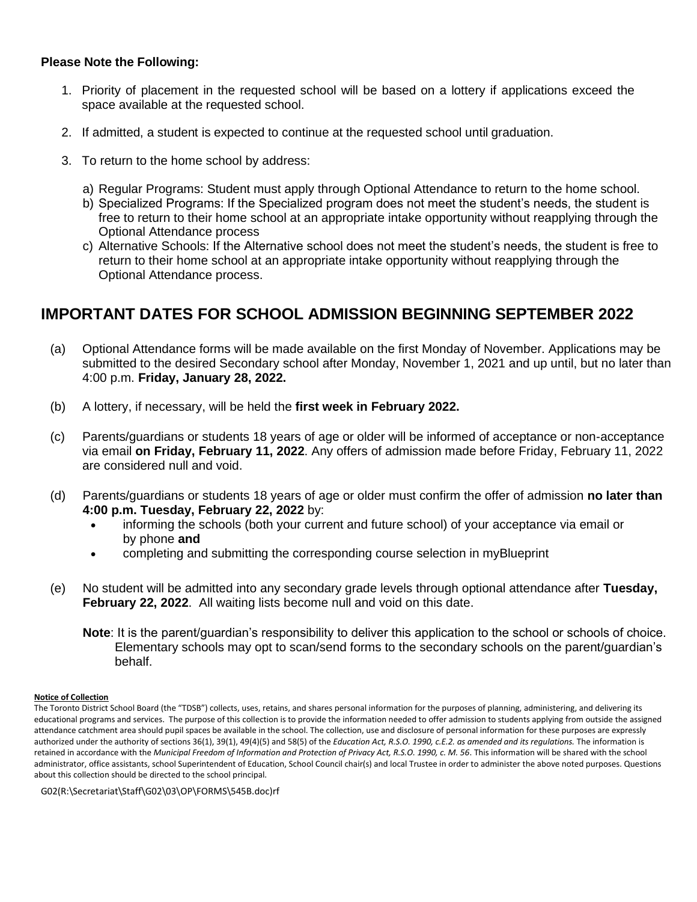**Please Note the Following:**

1. Priority of placement in the requested school will be based on a lottery if applications exceed the space available at the requested school.
2. If admitted, a student is expected to continue at the requested school until graduation.
3. To return to the home school by address:

   a) Regular Programs: Student must apply through Optional Attendance to return to the home school.
   b) Specialized Programs: If the Specialized program does not meet the student's needs, the student is free to return to their home school at an appropriate intake opportunity without reapplying through the Optional Attendance process
   c) Alternative Schools: If the Alternative school does not meet the student's needs, the student is free to return to their home school at an appropriate intake opportunity without reapplying through the Optional Attendance process.

## IMPORTANT DATES FOR SCHOOL ADMISSION BEGINNING SEPTEMBER 2022

(a) Optional Attendance forms will be made available on the first Monday of November. Applications may be submitted to the desired Secondary school after Monday, November 1, 2021 and up until, but no later than 4:00 p.m. **Friday, January 28, 2022.**

(b) A lottery, if necessary, will be held the **first week in February 2022.**

(c) Parents/guardians or students 18 years of age or older will be informed of acceptance or non-acceptance via email **on Friday, February 11, 2022**. Any offers of admission made before Friday, February 11, 2022 are considered null and void.

(d) Parents/guardians or students 18 years of age or older must confirm the offer of admission **no later than 4:00 p.m. Tuesday, February 22, 2022** by:

- informing the schools (both your current and future school) of your acceptance via email or by phone **and**
- completing and submitting the corresponding course selection in myBlueprint

(e) No student will be admitted into any secondary grade levels through optional attendance after **Tuesday, February 22, 2022**. All waiting lists become null and void on this date.

**Note**: It is the parent/guardian's responsibility to deliver this application to the school or schools of choice. Elementary schools may opt to scan/send forms to the secondary schools on the parent/guardian's behalf.

**Notice of Collection**

The Toronto District School Board (the "TDSB") collects, uses, retains, and shares personal information for the purposes of planning, administering, and delivering its educational programs and services. The purpose of this collection is to provide the information needed to offer admission to students applying from outside the assigned attendance catchment area should pupil spaces be available in the school. The collection, use and disclosure of personal information for these purposes are expressly authorized under the authority of sections 36(1), 39(1), 49(4)(5) and 58(5) of the *Education Act, R.S.O. 1990, c.E.2. as amended and its regulations.* The information is retained in accordance with the *Municipal Freedom of Information and Protection of Privacy Act, R.S.O. 1990, c. M. 56*. This information will be shared with the school administrator, office assistants, school Superintendent of Education, School Council chair(s) and local Trustee in order to administer the above noted purposes. Questions about this collection should be directed to the school principal.

G02(R:\Secretariat\Staff\G02\03\OP\FORMS\545B.doc)rf